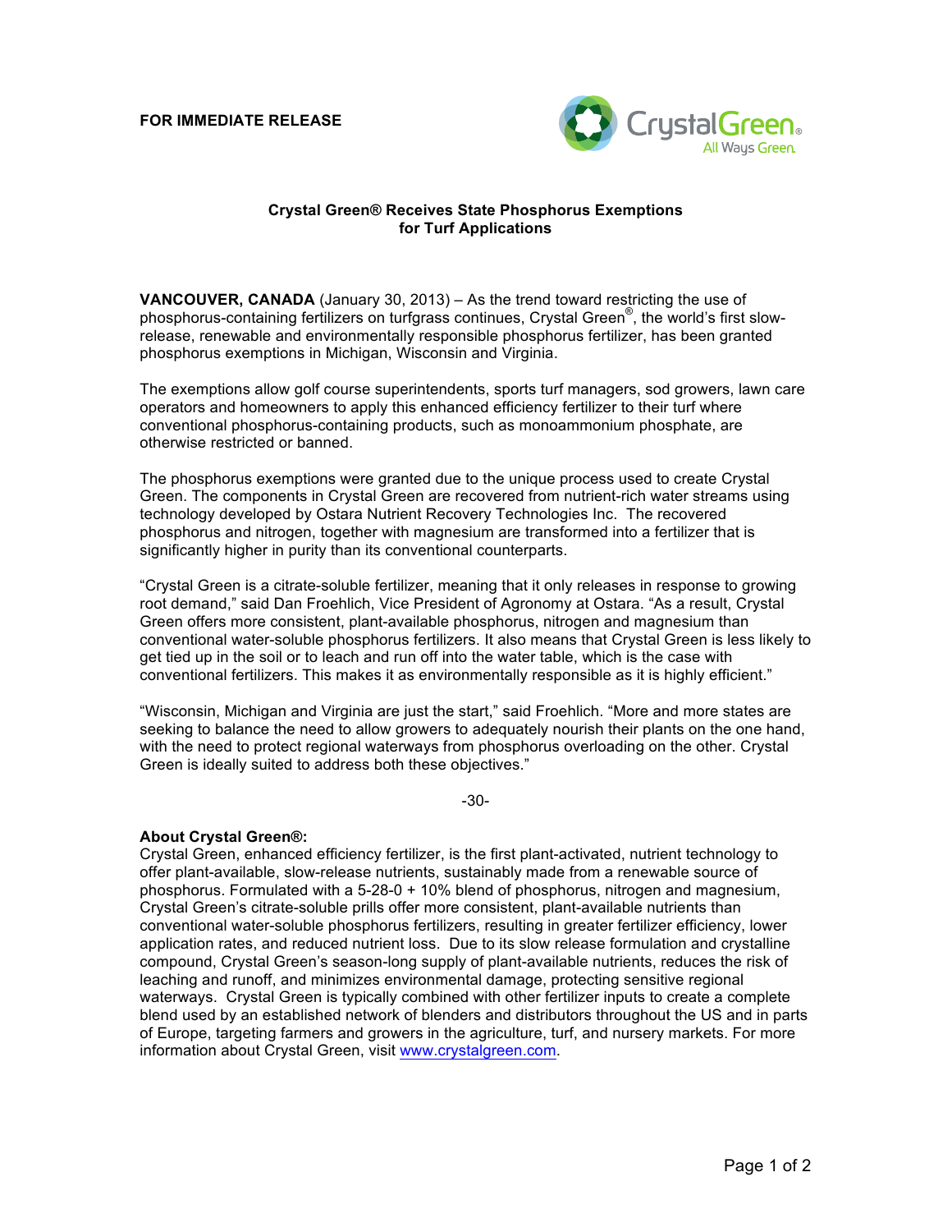**FOR IMMEDIATE RELEASE**

CrystalGreen®
All Ways Green.

# Crystal Green® Receives State Phosphorus Exemptions for Turf Applications

**VANCOUVER, CANADA** (January 30, 2013) – As the trend toward restricting the use of phosphorus-containing fertilizers on turfgrass continues, Crystal Green®, the world's first slow-release, renewable and environmentally responsible phosphorus fertilizer, has been granted phosphorus exemptions in Michigan, Wisconsin and Virginia.

The exemptions allow golf course superintendents, sports turf managers, sod growers, lawn care operators and homeowners to apply this enhanced efficiency fertilizer to their turf where conventional phosphorus-containing products, such as monoammonium phosphate, are otherwise restricted or banned.

The phosphorus exemptions were granted due to the unique process used to create Crystal Green. The components in Crystal Green are recovered from nutrient-rich water streams using technology developed by Ostara Nutrient Recovery Technologies Inc. The recovered phosphorus and nitrogen, together with magnesium are transformed into a fertilizer that is significantly higher in purity than its conventional counterparts.

"Crystal Green is a citrate-soluble fertilizer, meaning that it only releases in response to growing root demand," said Dan Froehlich, Vice President of Agronomy at Ostara. "As a result, Crystal Green offers more consistent, plant-available phosphorus, nitrogen and magnesium than conventional water-soluble phosphorus fertilizers. It also means that Crystal Green is less likely to get tied up in the soil or to leach and run off into the water table, which is the case with conventional fertilizers. This makes it as environmentally responsible as it is highly efficient."

"Wisconsin, Michigan and Virginia are just the start," said Froehlich. "More and more states are seeking to balance the need to allow growers to adequately nourish their plants on the one hand, with the need to protect regional waterways from phosphorus overloading on the other. Crystal Green is ideally suited to address both these objectives."

-30-

**About Crystal Green®:**

Crystal Green, enhanced efficiency fertilizer, is the first plant-activated, nutrient technology to offer plant-available, slow-release nutrients, sustainably made from a renewable source of phosphorus. Formulated with a 5-28-0 + 10% blend of phosphorus, nitrogen and magnesium, Crystal Green's citrate-soluble prills offer more consistent, plant-available nutrients than conventional water-soluble phosphorus fertilizers, resulting in greater fertilizer efficiency, lower application rates, and reduced nutrient loss. Due to its slow release formulation and crystalline compound, Crystal Green's season-long supply of plant-available nutrients, reduces the risk of leaching and runoff, and minimizes environmental damage, protecting sensitive regional waterways. Crystal Green is typically combined with other fertilizer inputs to create a complete blend used by an established network of blenders and distributors throughout the US and in parts of Europe, targeting farmers and growers in the agriculture, turf, and nursery markets. For more information about Crystal Green, visit www.crystalgreen.com.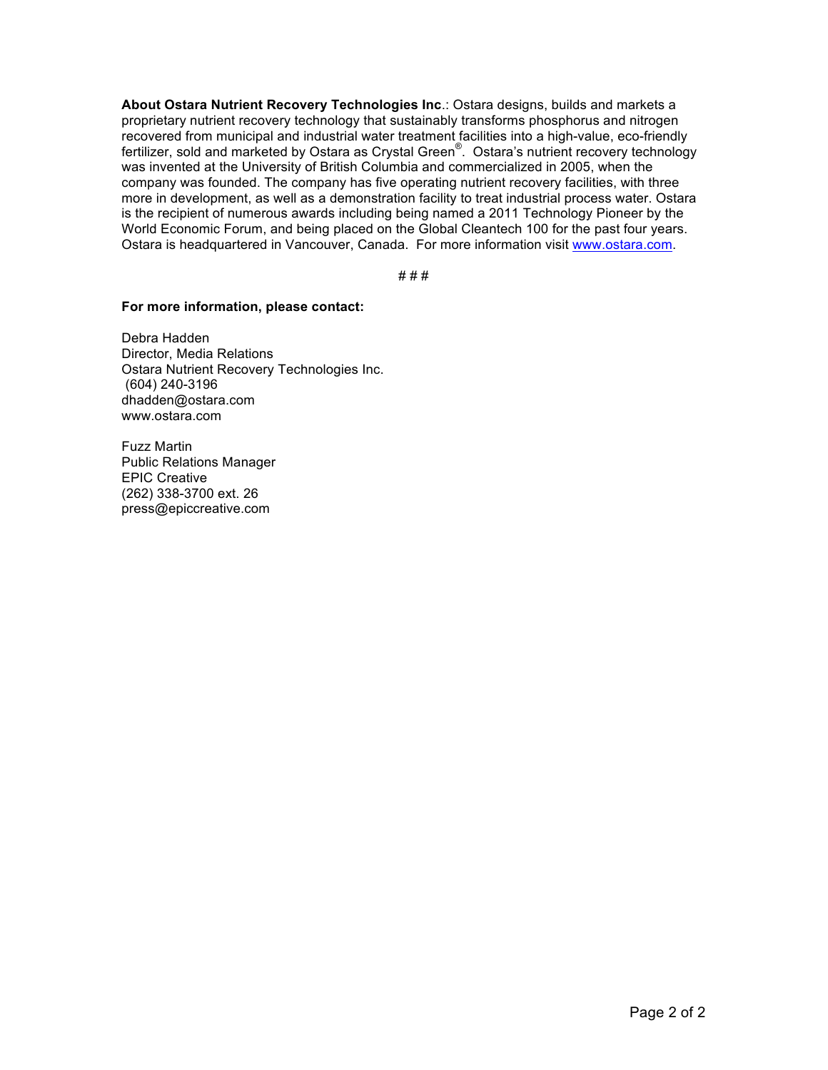**About Ostara Nutrient Recovery Technologies Inc**.: Ostara designs, builds and markets a proprietary nutrient recovery technology that sustainably transforms phosphorus and nitrogen recovered from municipal and industrial water treatment facilities into a high-value, eco-friendly fertilizer, sold and marketed by Ostara as Crystal Green®. Ostara's nutrient recovery technology was invented at the University of British Columbia and commercialized in 2005, when the company was founded. The company has five operating nutrient recovery facilities, with three more in development, as well as a demonstration facility to treat industrial process water. Ostara is the recipient of numerous awards including being named a 2011 Technology Pioneer by the World Economic Forum, and being placed on the Global Cleantech 100 for the past four years. Ostara is headquartered in Vancouver, Canada. For more information visit www.ostara.com.

# # #

**For more information, please contact:**

Debra Hadden
Director, Media Relations
Ostara Nutrient Recovery Technologies Inc.
(604) 240-3196
dhadden@ostara.com
www.ostara.com

Fuzz Martin
Public Relations Manager
EPIC Creative
(262) 338-3700 ext. 26
press@epiccreative.com